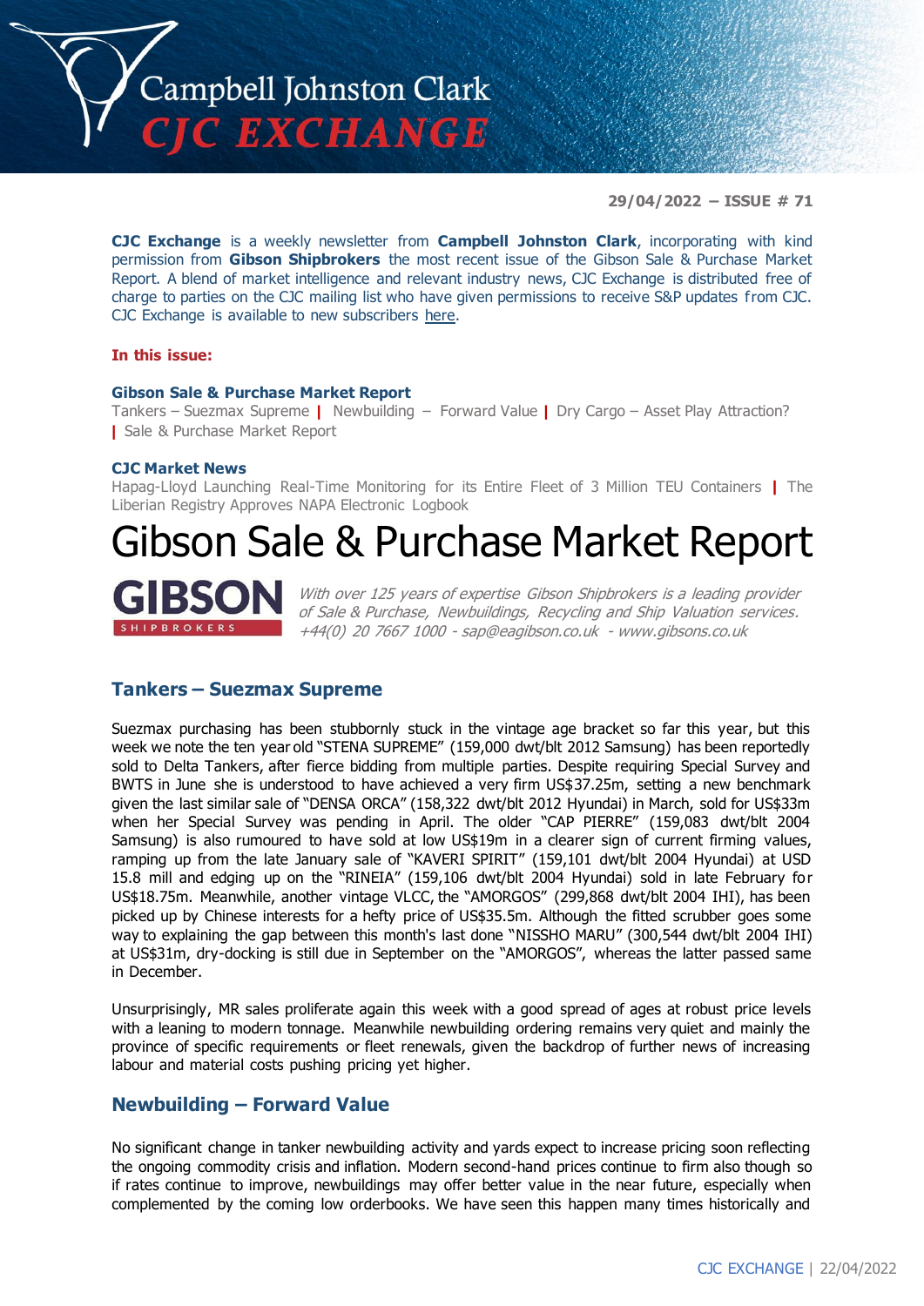# Campbell Johnston Clark CJC EXCHANGE

**29/04/2022 – ISSUE # 71**

**CJC Exchange** is a weekly newsletter from **Campbell Johnston Clark**, incorporating with kind permission from **Gibson Shipbrokers** the most recent issue of the Gibson Sale & Purchase Market Report. A blend of market intelligence and relevant industry news, CJC Exchange is distributed free of charge to parties on the CJC mailing list who have given permissions to receive S&P updates from CJC. CJC Exchange is available to new subscribers here.

**In this issue:**

**Gibson Sale & Purchase Market Report**
Tankers – Suezmax Supreme | Newbuilding – Forward Value | Dry Cargo – Asset Play Attraction? | Sale & Purchase Market Report

**CJC Market News**
Hapag-Lloyd Launching Real-Time Monitoring for its Entire Fleet of 3 Million TEU Containers | The Liberian Registry Approves NAPA Electronic Logbook

# Gibson Sale & Purchase Market Report

**GIBSON** SHIPBROKERS

*With over 125 years of expertise Gibson Shipbrokers is a leading provider of Sale & Purchase, Newbuildings, Recycling and Ship Valuation services. +44(0) 20 7667 1000 - sap@eagibson.co.uk - www.gibsons.co.uk*

## Tankers – Suezmax Supreme

Suezmax purchasing has been stubbornly stuck in the vintage age bracket so far this year, but this week we note the ten year old "STENA SUPREME" (159,000 dwt/blt 2012 Samsung) has been reportedly sold to Delta Tankers, after fierce bidding from multiple parties. Despite requiring Special Survey and BWTS in June she is understood to have achieved a very firm US$37.25m, setting a new benchmark given the last similar sale of "DENSA ORCA" (158,322 dwt/blt 2012 Hyundai) in March, sold for US$33m when her Special Survey was pending in April. The older "CAP PIERRE" (159,083 dwt/blt 2004 Samsung) is also rumoured to have sold at low US$19m in a clearer sign of current firming values, ramping up from the late January sale of "KAVERI SPIRIT" (159,101 dwt/blt 2004 Hyundai) at USD 15.8 mill and edging up on the "RINEIA" (159,106 dwt/blt 2004 Hyundai) sold in late February for US$18.75m. Meanwhile, another vintage VLCC, the "AMORGOS" (299,868 dwt/blt 2004 IHI), has been picked up by Chinese interests for a hefty price of US$35.5m. Although the fitted scrubber goes some way to explaining the gap between this month's last done "NISSHO MARU" (300,544 dwt/blt 2004 IHI) at US$31m, dry-docking is still due in September on the "AMORGOS", whereas the latter passed same in December.

Unsurprisingly, MR sales proliferate again this week with a good spread of ages at robust price levels with a leaning to modern tonnage. Meanwhile newbuilding ordering remains very quiet and mainly the province of specific requirements or fleet renewals, given the backdrop of further news of increasing labour and material costs pushing pricing yet higher.

## Newbuilding – Forward Value

No significant change in tanker newbuilding activity and yards expect to increase pricing soon reflecting the ongoing commodity crisis and inflation. Modern second-hand prices continue to firm also though so if rates continue to improve, newbuildings may offer better value in the near future, especially when complemented by the coming low orderbooks. We have seen this happen many times historically and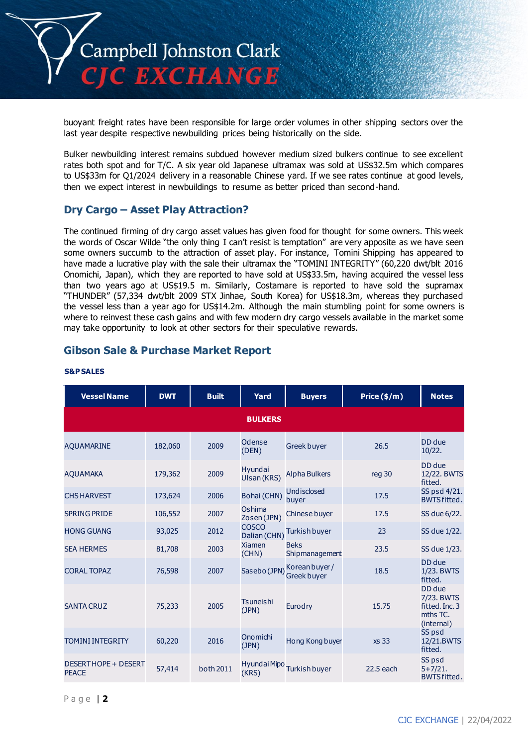buoyant freight rates have been responsible for large order volumes in other shipping sectors over the last year despite respective newbuilding prices being historically on the side.

Bulker newbuilding interest remains subdued however medium sized bulkers continue to see excellent rates both spot and for T/C. A six year old Japanese ultramax was sold at US$32.5m which compares to US$33m for Q1/2024 delivery in a reasonable Chinese yard. If we see rates continue at good levels, then we expect interest in newbuildings to resume as better priced than second-hand.

## Dry Cargo – Asset Play Attraction?

The continued firming of dry cargo asset values has given food for thought for some owners. This week the words of Oscar Wilde "the only thing I can't resist is temptation" are very apposite as we have seen some owners succumb to the attraction of asset play. For instance, Tomini Shipping has appeared to have made a lucrative play with the sale their ultramax the "TOMINI INTEGRITY" (60,220 dwt/blt 2016 Onomichi, Japan), which they are reported to have sold at US$33.5m, having acquired the vessel less than two years ago at US$19.5 m. Similarly, Costamare is reported to have sold the supramax "THUNDER" (57,334 dwt/blt 2009 STX Jinhae, South Korea) for US$18.3m, whereas they purchased the vessel less than a year ago for US$14.2m. Although the main stumbling point for some owners is where to reinvest these cash gains and with few modern dry cargo vessels available in the market some may take opportunity to look at other sectors for their speculative rewards.

## Gibson Sale & Purchase Market Report

**S&P SALES**

| Vessel Name | DWT | Built | Yard | Buyers | Price ($/m) | Notes |
|---|---|---|---|---|---|---|
| **BULKERS** | | | | | | |
| AQUAMARINE | 182,060 | 2009 | Odense (DEN) | Greek buyer | 26.5 | DD due 10/22. |
| AQUAMAKA | 179,362 | 2009 | Hyundai Ulsan (KRS) | Alpha Bulkers | reg 30 | DD due 12/22. BWTS fitted. |
| CHS HARVEST | 173,624 | 2006 | Bohai (CHN) | Undisclosed buyer | 17.5 | SS psd 4/21. BWTS fitted. |
| SPRING PRIDE | 106,552 | 2007 | Oshima Zosen (JPN) | Chinese buyer | 17.5 | SS due 6/22. |
| HONG GUANG | 93,025 | 2012 | COSCO Dalian (CHN) | Turkish buyer | 23 | SS due 1/22. |
| SEA HERMES | 81,708 | 2003 | Xiamen (CHN) | Beks Shipmanagement | 23.5 | SS due 1/23. |
| CORAL TOPAZ | 76,598 | 2007 | Sasebo (JPN) | Korean buyer / Greek buyer | 18.5 | DD due 1/23. BWTS fitted. |
| SANTA CRUZ | 75,233 | 2005 | Tsuneishi (JPN) | Eurodry | 15.75 | DD due 7/23. BWTS fitted. Inc. 3 mths TC. (internal) |
| TOMINI INTEGRITY | 60,220 | 2016 | Onomichi (JPN) | Hong Kong buyer | xs 33 | SS psd 12/21.BWTS fitted. |
| DESERT HOPE + DESERT PEACE | 57,414 | both 2011 | Hyundai Mipo (KRS) | Turkish buyer | 22.5 each | SS psd 5+7/21. BWTS fitted. |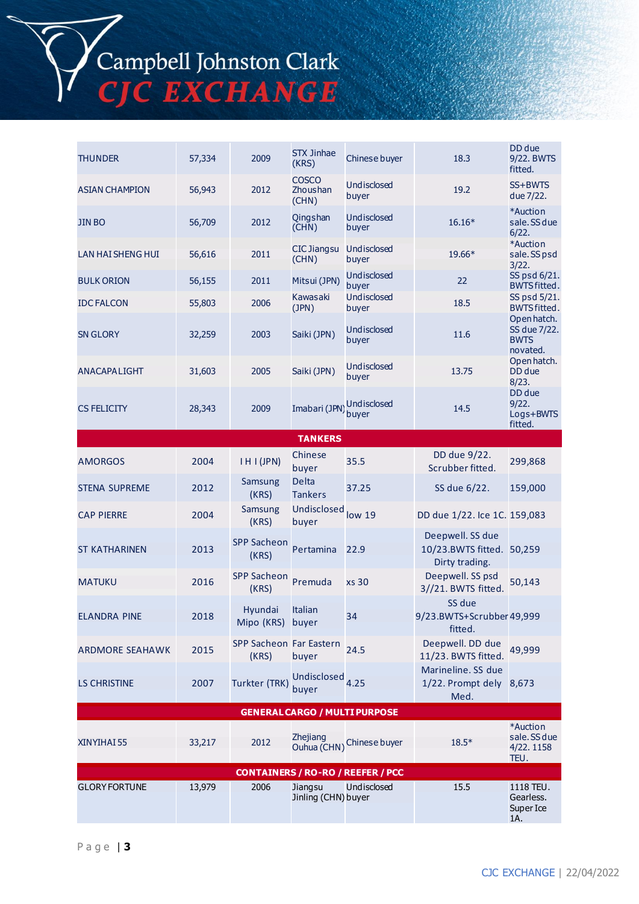| | | | | | | |
|---|---|---|---|---|---|---|
| THUNDER | 57,334 | 2009 | STX Jinhae (KRS) | Chinese buyer | 18.3 | DD due 9/22. BWTS fitted. |
| ASIAN CHAMPION | 56,943 | 2012 | COSCO Zhoushan (CHN) | Undisclosed buyer | 19.2 | SS+BWTS due 7/22. |
| JIN BO | 56,709 | 2012 | Qingshan (CHN) | Undisclosed buyer | 16.16* | *Auction sale. SS due 6/22. |
| LAN HAI SHENG HUI | 56,616 | 2011 | CIC Jiangsu (CHN) | Undisclosed buyer | 19.66* | *Auction sale. SS psd 3/22. |
| BULK ORION | 56,155 | 2011 | Mitsui (JPN) | Undisclosed buyer | 22 | SS psd 6/21. BWTS fitted. |
| IDC FALCON | 55,803 | 2006 | Kawasaki (JPN) | Undisclosed buyer | 18.5 | SS psd 5/21. BWTS fitted. |
| SN GLORY | 32,259 | 2003 | Saiki (JPN) | Undisclosed buyer | 11.6 | Open hatch. SS due 7/22. BWTS novated. |
| ANACAPA LIGHT | 31,603 | 2005 | Saiki (JPN) | Undisclosed buyer | 13.75 | Open hatch. DD due 8/23. |
| CS FELICITY | 28,343 | 2009 | Imabari (JPN) | Undisclosed buyer | 14.5 | DD due 9/22. Logs+BWTS fitted. |
| **TANKERS** | | | | | | |
| AMORGOS | 2004 | I H I (JPN) | Chinese buyer | 35.5 | DD due 9/22. Scrubber fitted. | 299,868 |
| STENA SUPREME | 2012 | Samsung (KRS) | Delta Tankers | 37.25 | SS due 6/22. | 159,000 |
| CAP PIERRE | 2004 | Samsung (KRS) | Undisclosed buyer | low 19 | DD due 1/22. Ice 1C. | 159,083 |
| ST KATHARINEN | 2013 | SPP Sacheon (KRS) | Pertamina | 22.9 | Deepwell. SS due 10/23.BWTS fitted. Dirty trading. | 50,259 |
| MATUKU | 2016 | SPP Sacheon (KRS) | Premuda | xs 30 | Deepwell. SS psd 3//21. BWTS fitted. | 50,143 |
| ELANDRA PINE | 2018 | Hyundai Mipo (KRS) | Italian buyer | 34 | SS due 9/23.BWTS+Scrubber fitted. | 49,999 |
| ARDMORE SEAHAWK | 2015 | SPP Sacheon (KRS) | Far Eastern buyer | 24.5 | Deepwell. DD due 11/23. BWTS fitted. | 49,999 |
| LS CHRISTINE | 2007 | Turkter (TRK) | Undisclosed buyer | 4.25 | Marineline. SS due 1/22. Prompt dely Med. | 8,673 |
| **GENERAL CARGO / MULTI PURPOSE** | | | | | | |
| XINYIHAI 55 | 33,217 | 2012 | Zhejiang Ouhua (CHN) | Chinese buyer | 18.5* | *Auction sale. SS due 4/22. 1158 TEU. |
| **CONTAINERS / RO-RO / REEFER / PCC** | | | | | | |
| GLORY FORTUNE | 13,979 | 2006 | Jiangsu Jinling (CHN) | Undisclosed buyer | 15.5 | 1118 TEU. Gearless. Super Ice 1A. |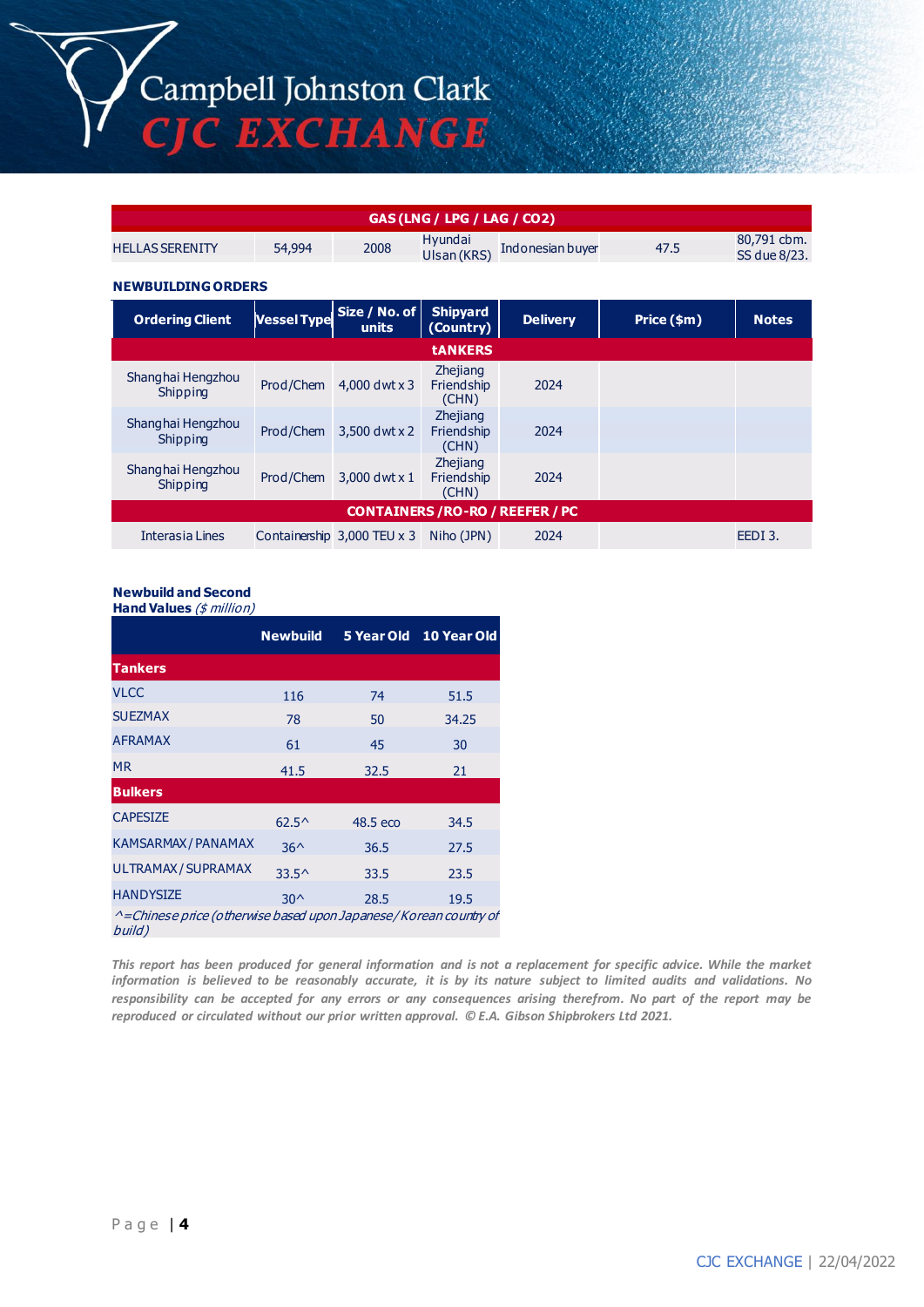| GAS (LNG / LPG / LAG / CO2) | | | | | | |
|---|---|---|---|---|---|---|
| HELLAS SERENITY | 54,994 | 2008 | Hyundai Ulsan (KRS) | Indonesian buyer | 47.5 | 80,791 cbm. SS due 8/23. |

**NEWBUILDING ORDERS**

| Ordering Client | Vessel Type | Size / No. of units | Shipyard (Country) | Delivery | Price ($m) | Notes |
|---|---|---|---|---|---|---|
| **tANKERS** | | | | | | |
| Shanghai Hengzhou Shipping | Prod/Chem | 4,000 dwt x 3 | Zhejiang Friendship (CHN) | 2024 | | |
| Shanghai Hengzhou Shipping | Prod/Chem | 3,500 dwt x 2 | Zhejiang Friendship (CHN) | 2024 | | |
| Shanghai Hengzhou Shipping | Prod/Chem | 3,000 dwt x 1 | Zhejiang Friendship (CHN) | 2024 | | |
| **CONTAINERS / RO-RO / REEFER / PC** | | | | | | |
| Interasia Lines | Containership | 3,000 TEU x 3 | Niho (JPN) | 2024 | | EEDI 3. |

**Newbuild and Second Hand Values** *($ million)*

| | Newbuild | 5 Year Old | 10 Year Old |
|---|---|---|---|
| **Tankers** | | | |
| VLCC | 116 | 74 | 51.5 |
| SUEZMAX | 78 | 50 | 34.25 |
| AFRAMAX | 61 | 45 | 30 |
| MR | 41.5 | 32.5 | 21 |
| **Bulkers** | | | |
| CAPESIZE | 62.5^ | 48.5 eco | 34.5 |
| KAMSARMAX / PANAMAX | 36^ | 36.5 | 27.5 |
| ULTRAMAX / SUPRAMAX | 33.5^ | 33.5 | 23.5 |
| HANDYSIZE | 30^ | 28.5 | 19.5 |

*^=Chinese price (otherwise based upon Japanese / Korean country of build)*

***This report has been produced for general information and is not a replacement for specific advice. While the market information is believed to be reasonably accurate, it is by its nature subject to limited audits and validations. No responsibility can be accepted for any errors or any consequences arising therefrom. No part of the report may be reproduced or circulated without our prior written approval. © E.A. Gibson Shipbrokers Ltd 2021.***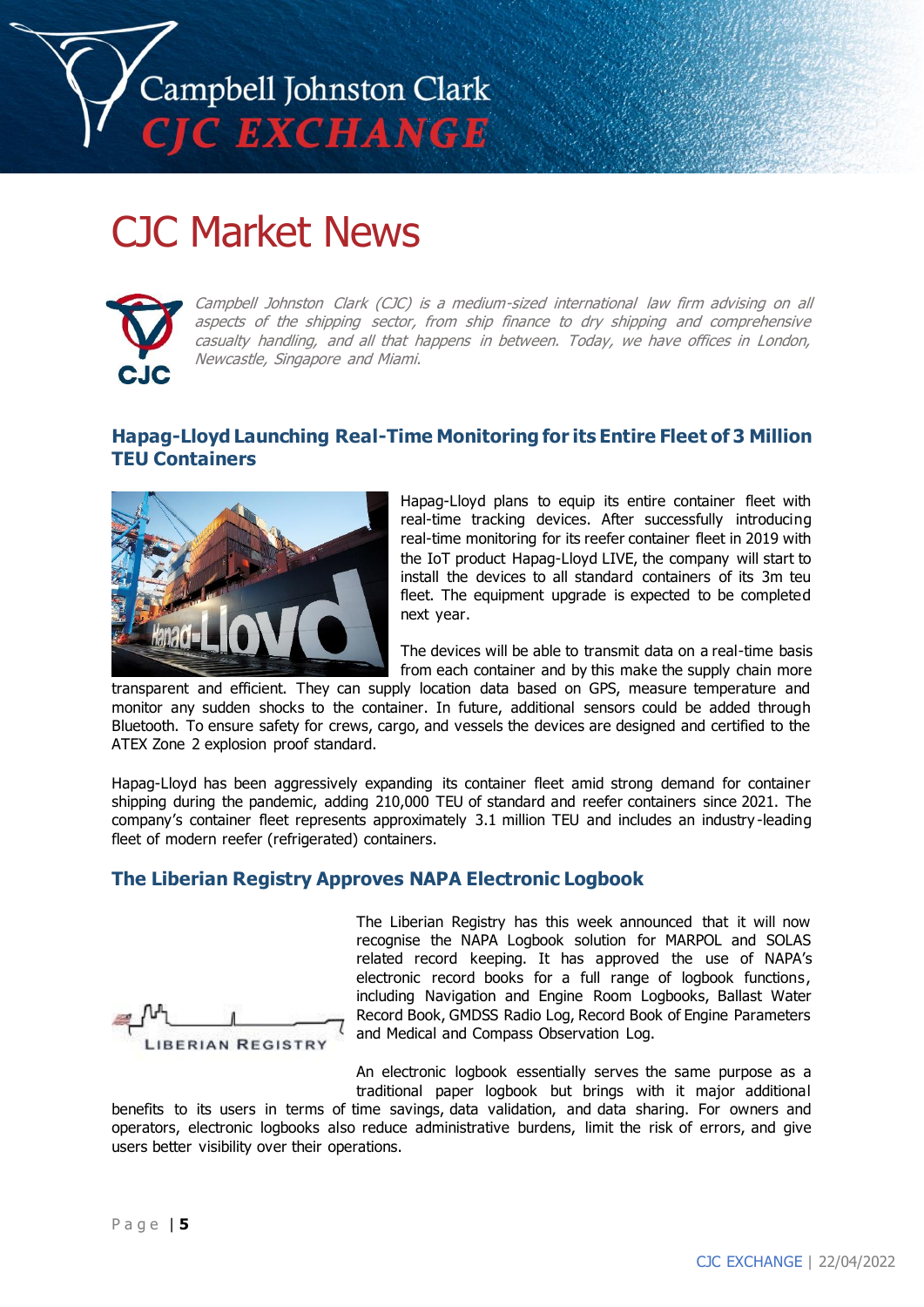# CJC Market News

*Campbell Johnston Clark (CJC) is a medium-sized international law firm advising on all aspects of the shipping sector, from ship finance to dry shipping and comprehensive casualty handling, and all that happens in between. Today, we have offices in London, Newcastle, Singapore and Miami.*

## Hapag-Lloyd Launching Real-Time Monitoring for its Entire Fleet of 3 Million TEU Containers

Hapag-Lloyd plans to equip its entire container fleet with real-time tracking devices. After successfully introducing real-time monitoring for its reefer container fleet in 2019 with the IoT product Hapag-Lloyd LIVE, the company will start to install the devices to all standard containers of its 3m teu fleet. The equipment upgrade is expected to be completed next year.

The devices will be able to transmit data on a real-time basis from each container and by this make the supply chain more transparent and efficient. They can supply location data based on GPS, measure temperature and monitor any sudden shocks to the container. In future, additional sensors could be added through Bluetooth. To ensure safety for crews, cargo, and vessels the devices are designed and certified to the ATEX Zone 2 explosion proof standard.

Hapag-Lloyd has been aggressively expanding its container fleet amid strong demand for container shipping during the pandemic, adding 210,000 TEU of standard and reefer containers since 2021. The company's container fleet represents approximately 3.1 million TEU and includes an industry-leading fleet of modern reefer (refrigerated) containers.

## The Liberian Registry Approves NAPA Electronic Logbook

The Liberian Registry has this week announced that it will now recognise the NAPA Logbook solution for MARPOL and SOLAS related record keeping. It has approved the use of NAPA's electronic record books for a full range of logbook functions, including Navigation and Engine Room Logbooks, Ballast Water Record Book, GMDSS Radio Log, Record Book of Engine Parameters and Medical and Compass Observation Log.

An electronic logbook essentially serves the same purpose as a traditional paper logbook but brings with it major additional benefits to its users in terms of time savings, data validation, and data sharing. For owners and operators, electronic logbooks also reduce administrative burdens, limit the risk of errors, and give users better visibility over their operations.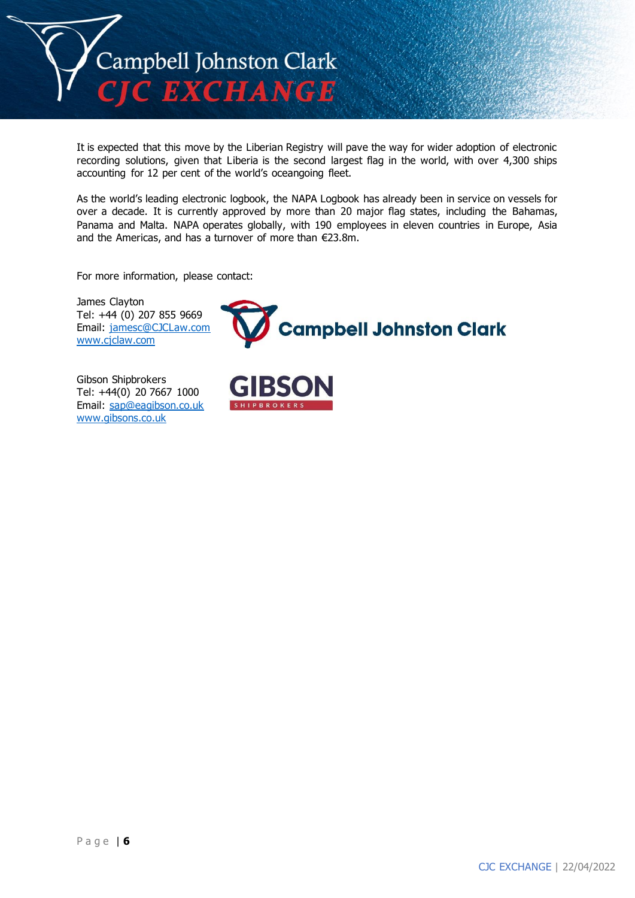It is expected that this move by the Liberian Registry will pave the way for wider adoption of electronic recording solutions, given that Liberia is the second largest flag in the world, with over 4,300 ships accounting for 12 per cent of the world's oceangoing fleet.

As the world's leading electronic logbook, the NAPA Logbook has already been in service on vessels for over a decade. It is currently approved by more than 20 major flag states, including the Bahamas, Panama and Malta. NAPA operates globally, with 190 employees in eleven countries in Europe, Asia and the Americas, and has a turnover of more than €23.8m.

For more information, please contact:

James Clayton
Tel: +44 (0) 207 855 9669
Email: jamesc@CJCLaw.com
www.cjclaw.com

Gibson Shipbrokers
Tel: +44(0) 20 7667 1000
Email: sap@eagibson.co.uk
www.gibsons.co.uk